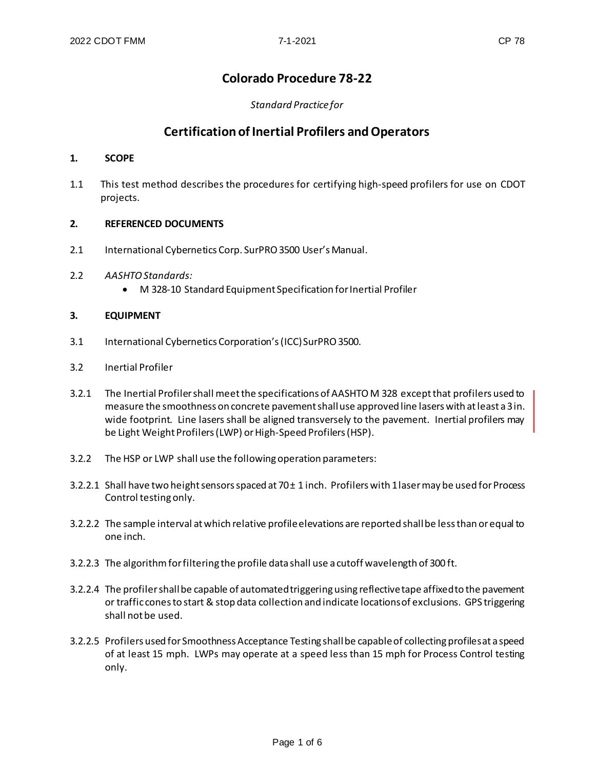# Colorado Procedure 78-22

*Standard Practice for*

# Certification of Inertial Profilers and Operators

## 1. SCOPE

1.1 This test method describes the procedures for certifying high-speed profilers for use on CDOT projects.

## 2. REFERENCED DOCUMENTS

2.1 International Cybernetics Corp. SurPRO 3500 User's Manual.

2.2 *AASHTO Standards:*

- M 328-10 Standard Equipment Specification for Inertial Profiler

## 3. EQUIPMENT

3.1 International Cybernetics Corporation's (ICC) SurPRO 3500.

3.2 Inertial Profiler

3.2.1 The Inertial Profiler shall meet the specifications of AASHTO M 328 except that profilers used to measure the smoothness on concrete pavement shall use approved line lasers with at least a 3 in. wide footprint. Line lasers shall be aligned transversely to the pavement. Inertial profilers may be Light Weight Profilers (LWP) or High-Speed Profilers (HSP).

3.2.2 The HSP or LWP shall use the following operation parameters:

3.2.2.1 Shall have two height sensors spaced at 70 ± 1 inch. Profilers with 1 laser may be used for Process Control testing only.

3.2.2.2 The sample interval at which relative profile elevations are reported shall be less than or equal to one inch.

3.2.2.3 The algorithm for filtering the profile data shall use a cutoff wavelength of 300 ft.

3.2.2.4 The profiler shall be capable of automated triggering using reflective tape affixed to the pavement or traffic cones to start & stop data collection and indicate locations of exclusions. GPS triggering shall not be used.

3.2.2.5 Profilers used for Smoothness Acceptance Testing shall be capable of collecting profiles at a speed of at least 15 mph. LWPs may operate at a speed less than 15 mph for Process Control testing only.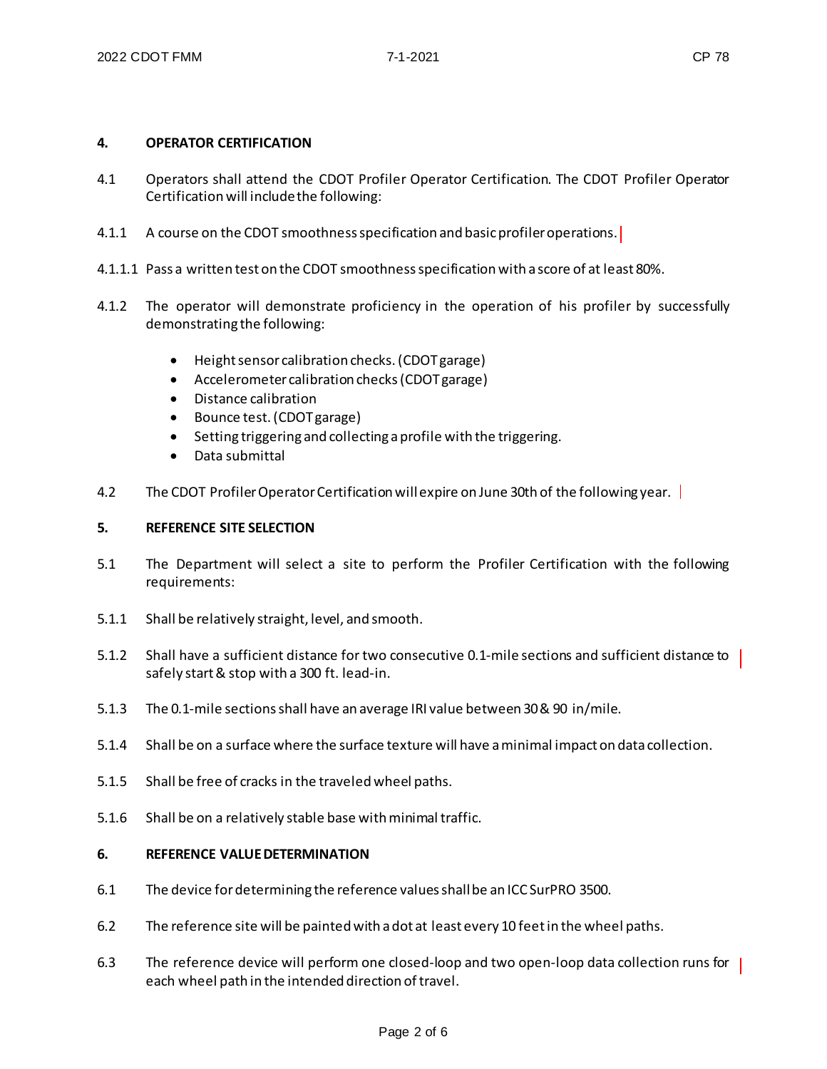## 4. OPERATOR CERTIFICATION

4.1 Operators shall attend the CDOT Profiler Operator Certification. The CDOT Profiler Operator Certification will include the following:

4.1.1 A course on the CDOT smoothness specification and basic profiler operations.

4.1.1.1 Pass a written test on the CDOT smoothness specification with a score of at least 80%.

4.1.2 The operator will demonstrate proficiency in the operation of his profiler by successfully demonstrating the following:

- Height sensor calibration checks. (CDOT garage)
- Accelerometer calibration checks (CDOT garage)
- Distance calibration
- Bounce test. (CDOT garage)
- Setting triggering and collecting a profile with the triggering.
- Data submittal

4.2 The CDOT Profiler Operator Certification will expire on June 30th of the following year.

## 5. REFERENCE SITE SELECTION

5.1 The Department will select a site to perform the Profiler Certification with the following requirements:

5.1.1 Shall be relatively straight, level, and smooth.

5.1.2 Shall have a sufficient distance for two consecutive 0.1-mile sections and sufficient distance to safely start & stop with a 300 ft. lead-in.

5.1.3 The 0.1-mile sections shall have an average IRI value between 30 & 90 in/mile.

5.1.4 Shall be on a surface where the surface texture will have a minimal impact on data collection.

5.1.5 Shall be free of cracks in the traveled wheel paths.

5.1.6 Shall be on a relatively stable base with minimal traffic.

## 6. REFERENCE VALUE DETERMINATION

6.1 The device for determining the reference values shall be an ICC SurPRO 3500.

6.2 The reference site will be painted with a dot at least every 10 feet in the wheel paths.

6.3 The reference device will perform one closed-loop and two open-loop data collection runs for each wheel path in the intended direction of travel.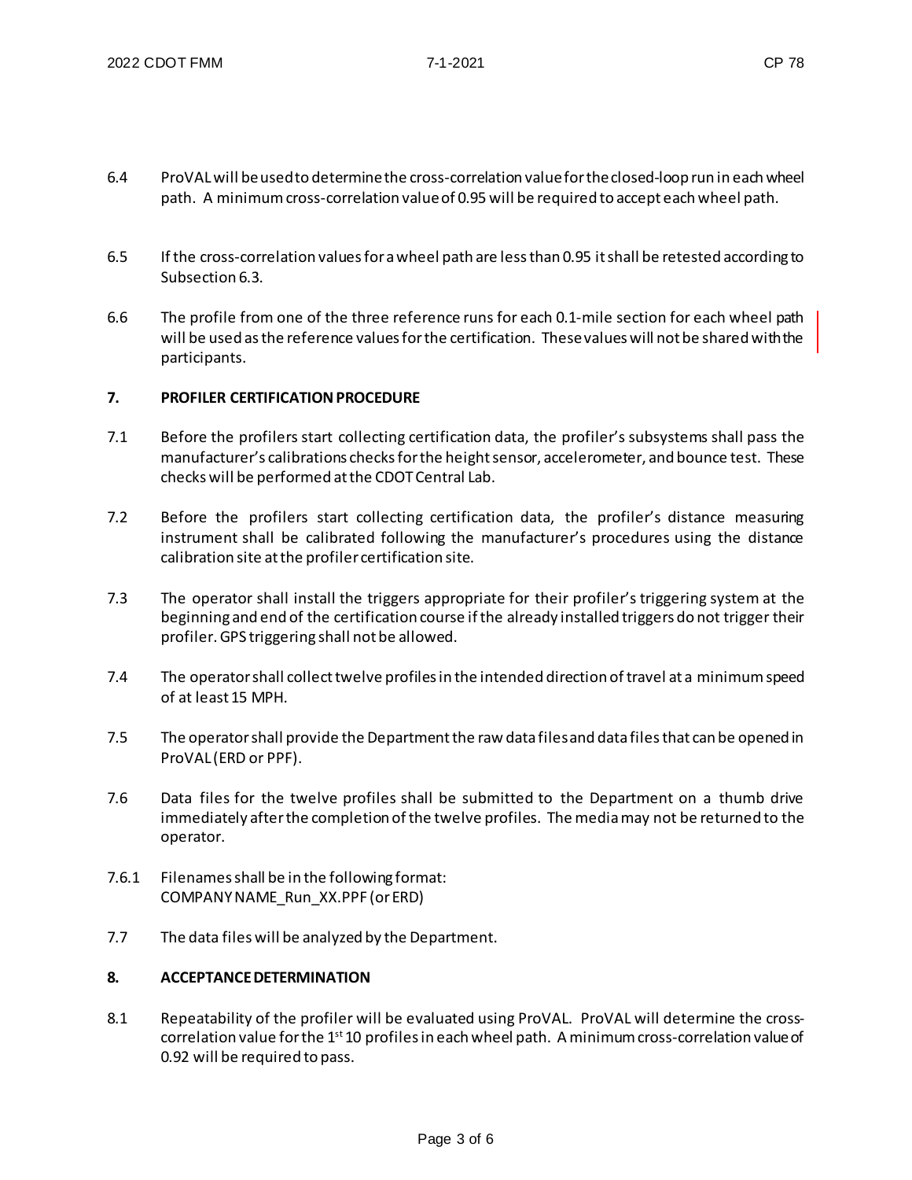6.4 ProVAL will be used to determine the cross-correlation value for the closed-loop run in each wheel path. A minimum cross-correlation value of 0.95 will be required to accept each wheel path.

6.5 If the cross-correlation values for a wheel path are less than 0.95 it shall be retested according to Subsection 6.3.

6.6 The profile from one of the three reference runs for each 0.1-mile section for each wheel path will be used as the reference values for the certification. These values will not be shared with the participants.

## 7. PROFILER CERTIFICATION PROCEDURE

7.1 Before the profilers start collecting certification data, the profiler's subsystems shall pass the manufacturer's calibrations checks for the height sensor, accelerometer, and bounce test. These checks will be performed at the CDOT Central Lab.

7.2 Before the profilers start collecting certification data, the profiler's distance measuring instrument shall be calibrated following the manufacturer's procedures using the distance calibration site at the profiler certification site.

7.3 The operator shall install the triggers appropriate for their profiler's triggering system at the beginning and end of the certification course if the already installed triggers do not trigger their profiler. GPS triggering shall not be allowed.

7.4 The operator shall collect twelve profiles in the intended direction of travel at a minimum speed of at least 15 MPH.

7.5 The operator shall provide the Department the raw data files and data files that can be opened in ProVAL (ERD or PPF).

7.6 Data files for the twelve profiles shall be submitted to the Department on a thumb drive immediately after the completion of the twelve profiles. The media may not be returned to the operator.

7.6.1 Filenames shall be in the following format:
COMPANY NAME_Run_XX.PPF (or ERD)

7.7 The data files will be analyzed by the Department.

## 8. ACCEPTANCE DETERMINATION

8.1 Repeatability of the profiler will be evaluated using ProVAL. ProVAL will determine the cross-correlation value for the 1st 10 profiles in each wheel path. A minimum cross-correlation value of 0.92 will be required to pass.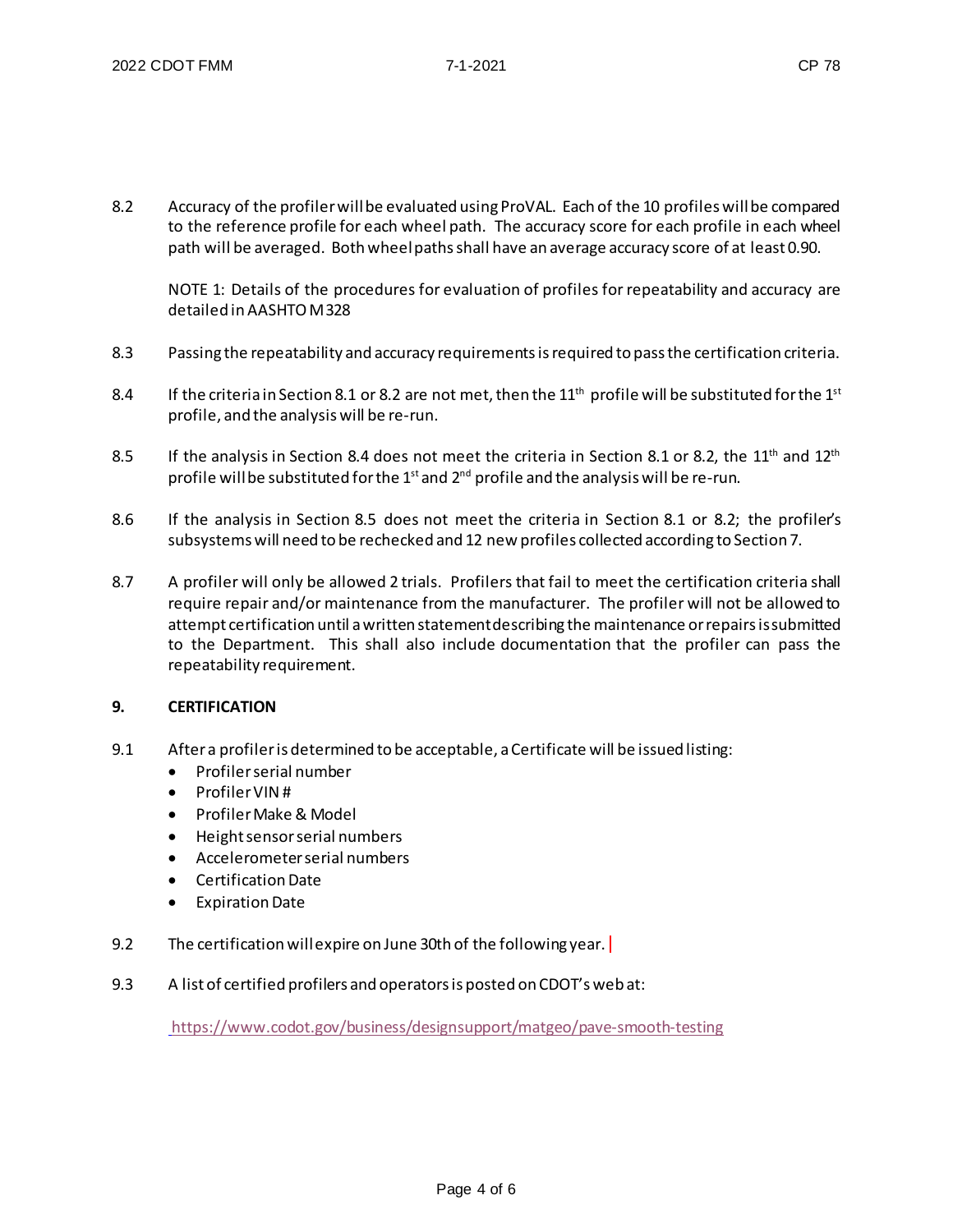8.2 Accuracy of the profiler will be evaluated using ProVAL. Each of the 10 profiles will be compared to the reference profile for each wheel path. The accuracy score for each profile in each wheel path will be averaged. Both wheel paths shall have an average accuracy score of at least 0.90.

NOTE 1: Details of the procedures for evaluation of profiles for repeatability and accuracy are detailed in AASHTO M328

8.3 Passing the repeatability and accuracy requirements is required to pass the certification criteria.

8.4 If the criteria in Section 8.1 or 8.2 are not met, then the 11th profile will be substituted for the 1st profile, and the analysis will be re-run.

8.5 If the analysis in Section 8.4 does not meet the criteria in Section 8.1 or 8.2, the 11th and 12th profile will be substituted for the 1st and 2nd profile and the analysis will be re-run.

8.6 If the analysis in Section 8.5 does not meet the criteria in Section 8.1 or 8.2; the profiler's subsystems will need to be rechecked and 12 new profiles collected according to Section 7.

8.7 A profiler will only be allowed 2 trials. Profilers that fail to meet the certification criteria shall require repair and/or maintenance from the manufacturer. The profiler will not be allowed to attempt certification until a written statement describing the maintenance or repairs is submitted to the Department. This shall also include documentation that the profiler can pass the repeatability requirement.

## 9. CERTIFICATION

9.1 After a profiler is determined to be acceptable, a Certificate will be issued listing:

- Profiler serial number
- Profiler VIN #
- Profiler Make & Model
- Height sensor serial numbers
- Accelerometer serial numbers
- Certification Date
- Expiration Date

9.2 The certification will expire on June 30th of the following year.

9.3 A list of certified profilers and operators is posted on CDOT's web at:

https://www.codot.gov/business/designsupport/matgeo/pave-smooth-testing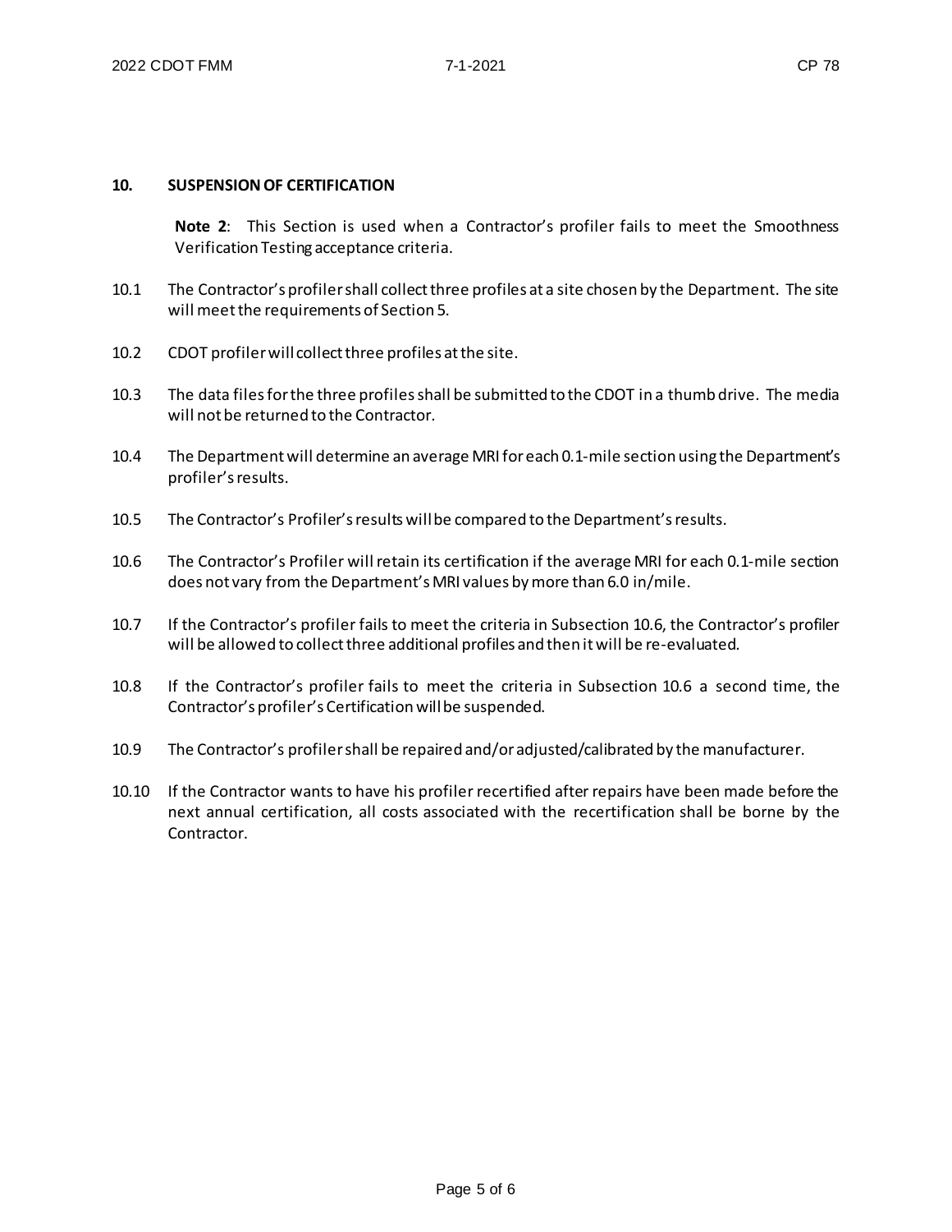## 10. SUSPENSION OF CERTIFICATION

**Note 2**: This Section is used when a Contractor's profiler fails to meet the Smoothness Verification Testing acceptance criteria.

10.1 The Contractor's profiler shall collect three profiles at a site chosen by the Department. The site will meet the requirements of Section 5.

10.2 CDOT profiler will collect three profiles at the site.

10.3 The data files for the three profiles shall be submitted to the CDOT in a thumb drive. The media will not be returned to the Contractor.

10.4 The Department will determine an average MRI for each 0.1-mile section using the Department's profiler's results.

10.5 The Contractor's Profiler's results will be compared to the Department's results.

10.6 The Contractor's Profiler will retain its certification if the average MRI for each 0.1-mile section does not vary from the Department's MRI values by more than 6.0 in/mile.

10.7 If the Contractor's profiler fails to meet the criteria in Subsection 10.6, the Contractor's profiler will be allowed to collect three additional profiles and then it will be re-evaluated.

10.8 If the Contractor's profiler fails to meet the criteria in Subsection 10.6 a second time, the Contractor's profiler's Certification will be suspended.

10.9 The Contractor's profiler shall be repaired and/or adjusted/calibrated by the manufacturer.

10.10 If the Contractor wants to have his profiler recertified after repairs have been made before the next annual certification, all costs associated with the recertification shall be borne by the Contractor.